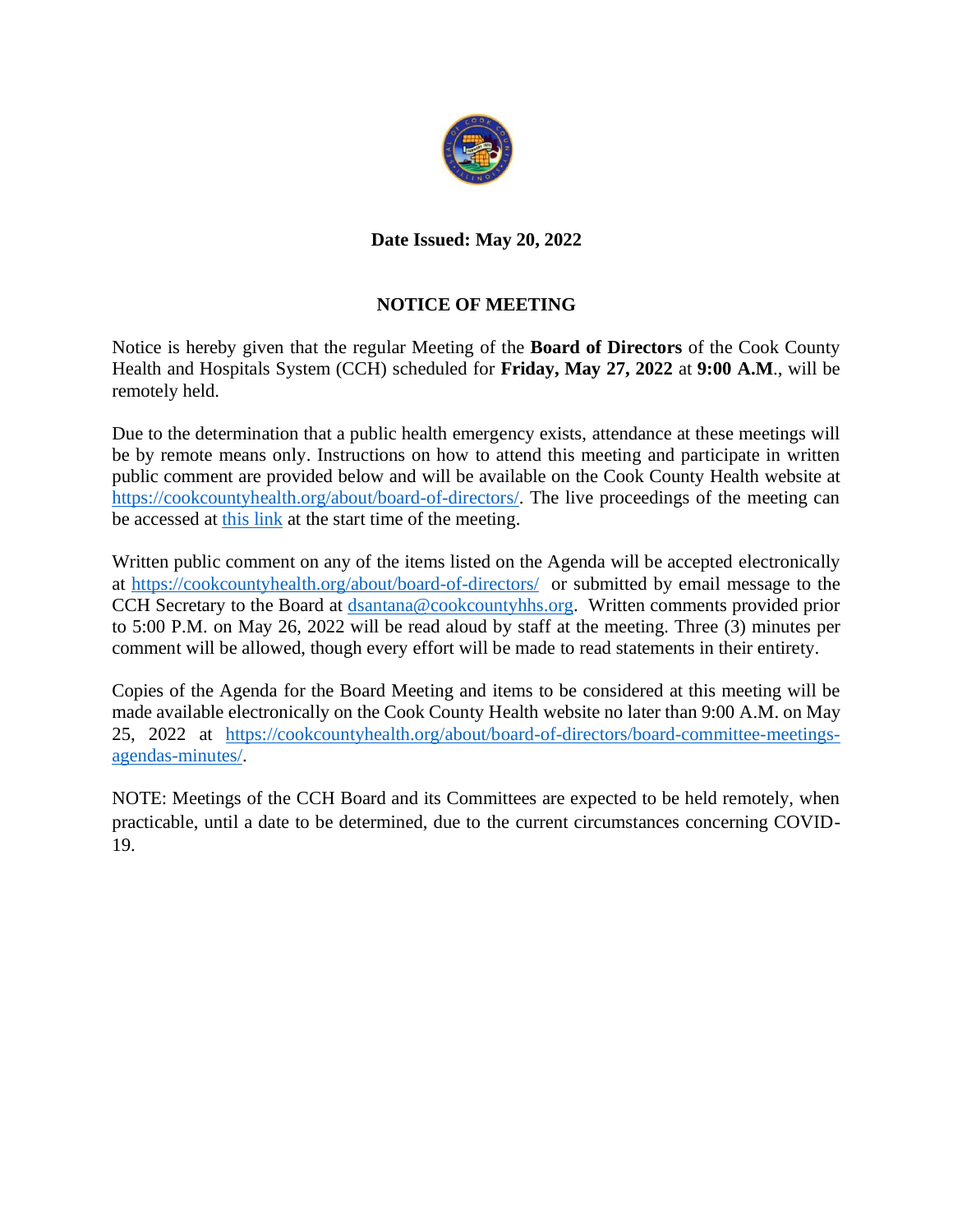**Date Issued: May 20, 2022**

## NOTICE OF MEETING

Notice is hereby given that the regular Meeting of the **Board of Directors** of the Cook County Health and Hospitals System (CCH) scheduled for **Friday, May 27, 2022** at **9:00 A.M**., will be remotely held.

Due to the determination that a public health emergency exists, attendance at these meetings will be by remote means only. Instructions on how to attend this meeting and participate in written public comment are provided below and will be available on the Cook County Health website at https://cookcountyhealth.org/about/board-of-directors/. The live proceedings of the meeting can be accessed at this link at the start time of the meeting.

Written public comment on any of the items listed on the Agenda will be accepted electronically at https://cookcountyhealth.org/about/board-of-directors/ or submitted by email message to the CCH Secretary to the Board at dsantana@cookcountyhhs.org. Written comments provided prior to 5:00 P.M. on May 26, 2022 will be read aloud by staff at the meeting. Three (3) minutes per comment will be allowed, though every effort will be made to read statements in their entirety.

Copies of the Agenda for the Board Meeting and items to be considered at this meeting will be made available electronically on the Cook County Health website no later than 9:00 A.M. on May 25, 2022 at https://cookcountyhealth.org/about/board-of-directors/board-committee-meetings-agendas-minutes/.

NOTE: Meetings of the CCH Board and its Committees are expected to be held remotely, when practicable, until a date to be determined, due to the current circumstances concerning COVID-19.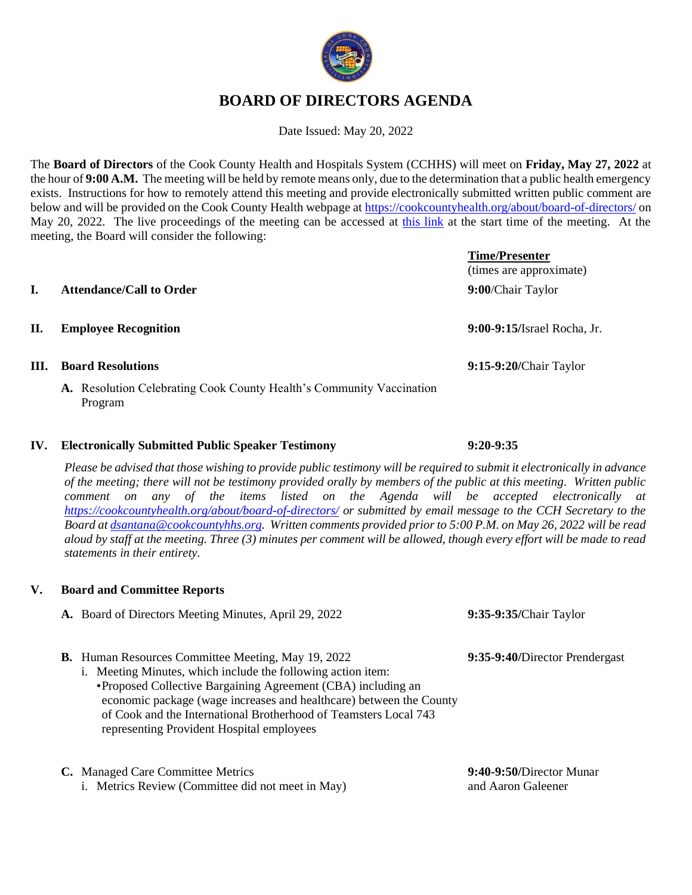# BOARD OF DIRECTORS AGENDA

Date Issued: May 20, 2022

The **Board of Directors** of the Cook County Health and Hospitals System (CCHHS) will meet on **Friday, May 27, 2022** at the hour of **9:00 A.M.** The meeting will be held by remote means only, due to the determination that a public health emergency exists. Instructions for how to remotely attend this meeting and provide electronically submitted written public comment are below and will be provided on the Cook County Health webpage at https://cookcountyhealth.org/about/board-of-directors/ on May 20, 2022. The live proceedings of the meeting can be accessed at this link at the start time of the meeting. At the meeting, the Board will consider the following:

| | | **Time/Presenter** (times are approximate) |
|---|---|---|
| **I.** | **Attendance/Call to Order** | **9:00**/Chair Taylor |
| **II.** | **Employee Recognition** | **9:00-9:15/**Israel Rocha, Jr. |
| **III.** | **Board Resolutions** | **9:15-9:20/**Chair Taylor |

**A.** Resolution Celebrating Cook County Health's Community Vaccination Program

**IV. Electronically Submitted Public Speaker Testimony** — **9:20-9:35**

*Please be advised that those wishing to provide public testimony will be required to submit it electronically in advance of the meeting; there will not be testimony provided orally by members of the public at this meeting. Written public comment on any of the items listed on the Agenda will be accepted electronically at https://cookcountyhealth.org/about/board-of-directors/ or submitted by email message to the CCH Secretary to the Board at dsantana@cookcountyhhs.org. Written comments provided prior to 5:00 P.M. on May 26, 2022 will be read aloud by staff at the meeting. Three (3) minutes per comment will be allowed, though every effort will be made to read statements in their entirety.*

**V. Board and Committee Reports**

**A.** Board of Directors Meeting Minutes, April 29, 2022 — **9:35-9:35/**Chair Taylor

**B.** Human Resources Committee Meeting, May 19, 2022 — **9:35-9:40/**Director Prendergast

i. Meeting Minutes, which include the following action item:
- Proposed Collective Bargaining Agreement (CBA) including an economic package (wage increases and healthcare) between the County of Cook and the International Brotherhood of Teamsters Local 743 representing Provident Hospital employees

**C.** Managed Care Committee Metrics — **9:40-9:50/**Director Munar and Aaron Galeener

i. Metrics Review (Committee did not meet in May)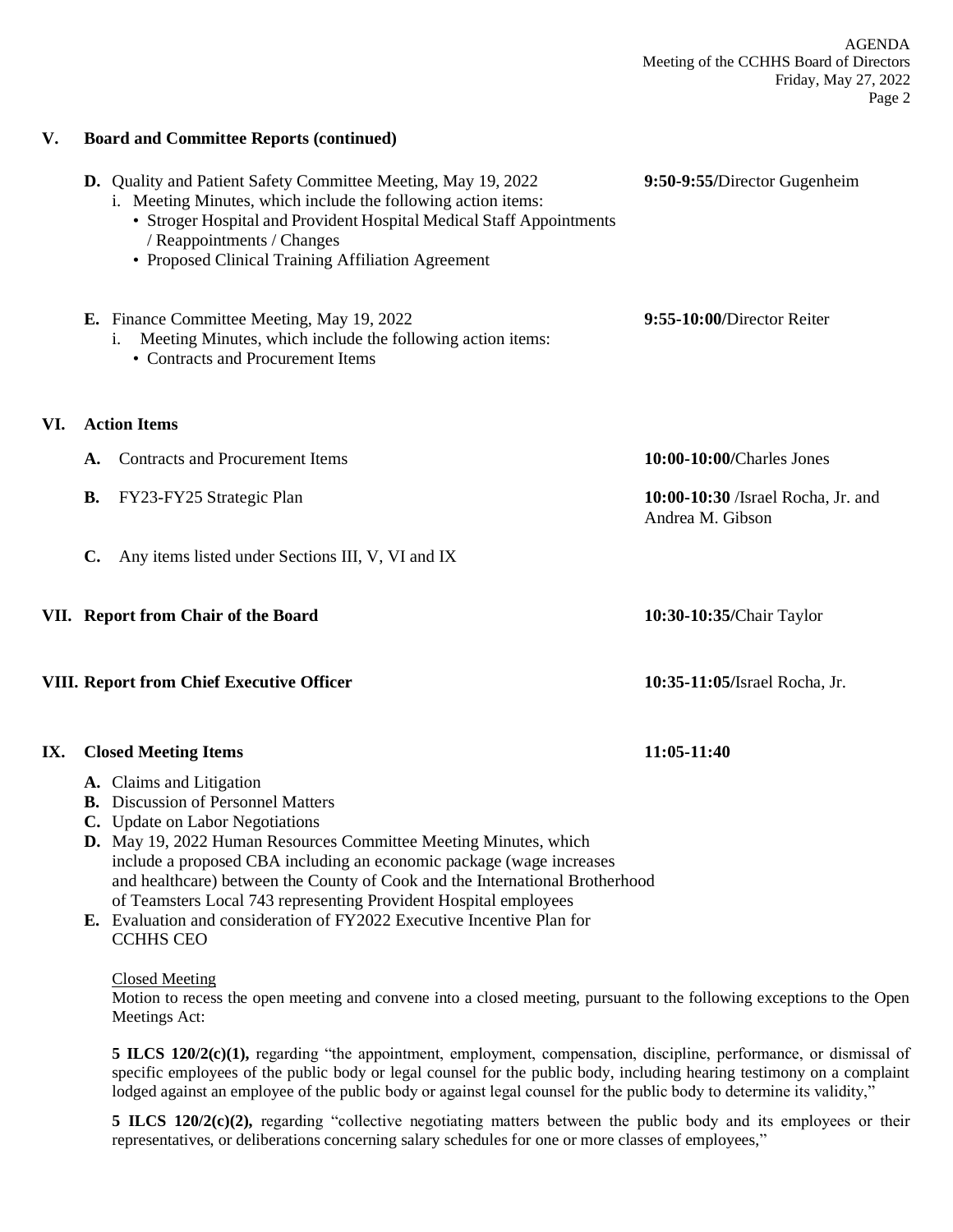## V. Board and Committee Reports (continued)

**D.** Quality and Patient Safety Committee Meeting, May 19, 2022 — **9:50-9:55/**Director Gugenheim

i. Meeting Minutes, which include the following action items:
- Stroger Hospital and Provident Hospital Medical Staff Appointments / Reappointments / Changes
- Proposed Clinical Training Affiliation Agreement

**E.** Finance Committee Meeting, May 19, 2022 — **9:55-10:00/**Director Reiter

i. Meeting Minutes, which include the following action items:
- Contracts and Procurement Items

## VI. Action Items

**A.** Contracts and Procurement Items — **10:00-10:00/**Charles Jones

**B.** FY23-FY25 Strategic Plan — **10:00-10:30** /Israel Rocha, Jr. and Andrea M. Gibson

**C.** Any items listed under Sections III, V, VI and IX

## VII. Report from Chair of the Board — **10:30-10:35/**Chair Taylor

## VIII. Report from Chief Executive Officer — **10:35-11:05/**Israel Rocha, Jr.

## IX. Closed Meeting Items — **11:05-11:40**

**A.** Claims and Litigation
**B.** Discussion of Personnel Matters
**C.** Update on Labor Negotiations
**D.** May 19, 2022 Human Resources Committee Meeting Minutes, which include a proposed CBA including an economic package (wage increases and healthcare) between the County of Cook and the International Brotherhood of Teamsters Local 743 representing Provident Hospital employees
**E.** Evaluation and consideration of FY2022 Executive Incentive Plan for CCHHS CEO

Closed Meeting

Motion to recess the open meeting and convene into a closed meeting, pursuant to the following exceptions to the Open Meetings Act:

**5 ILCS 120/2(c)(1),** regarding "the appointment, employment, compensation, discipline, performance, or dismissal of specific employees of the public body or legal counsel for the public body, including hearing testimony on a complaint lodged against an employee of the public body or against legal counsel for the public body to determine its validity,"

**5 ILCS 120/2(c)(2),** regarding "collective negotiating matters between the public body and its employees or their representatives, or deliberations concerning salary schedules for one or more classes of employees,"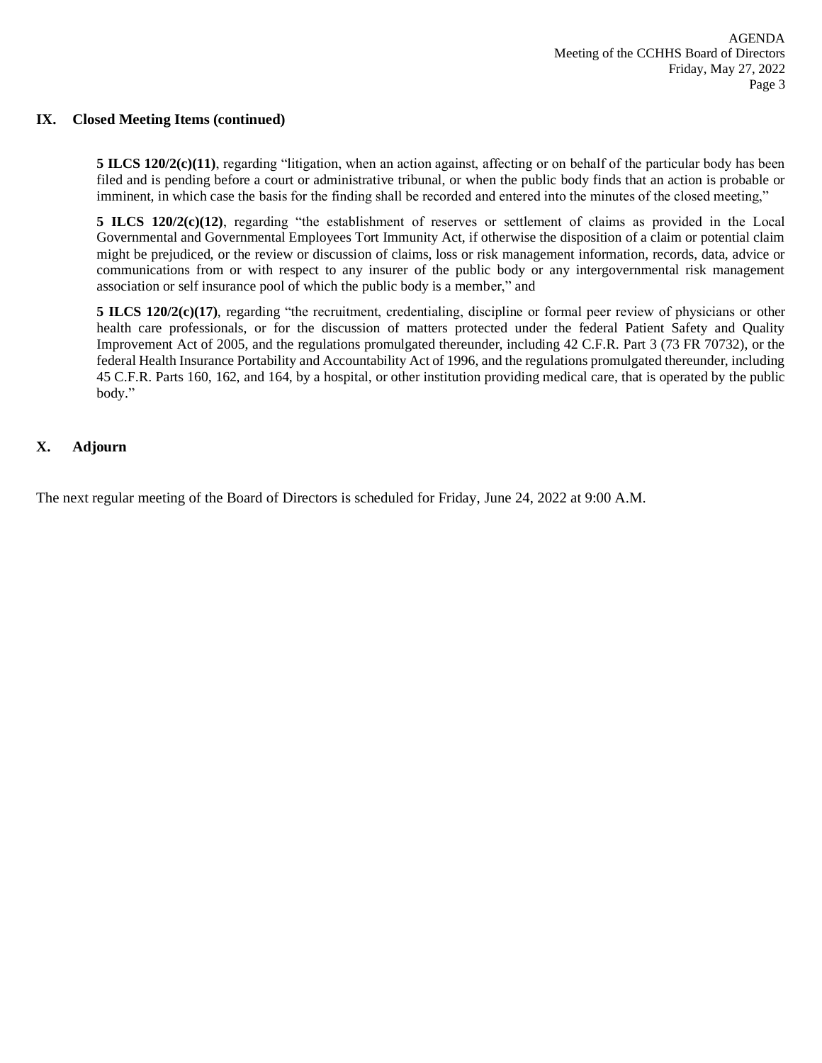## IX. Closed Meeting Items (continued)

**5 ILCS 120/2(c)(11)**, regarding "litigation, when an action against, affecting or on behalf of the particular body has been filed and is pending before a court or administrative tribunal, or when the public body finds that an action is probable or imminent, in which case the basis for the finding shall be recorded and entered into the minutes of the closed meeting,"

**5 ILCS 120/2(c)(12)**, regarding "the establishment of reserves or settlement of claims as provided in the Local Governmental and Governmental Employees Tort Immunity Act, if otherwise the disposition of a claim or potential claim might be prejudiced, or the review or discussion of claims, loss or risk management information, records, data, advice or communications from or with respect to any insurer of the public body or any intergovernmental risk management association or self insurance pool of which the public body is a member," and

**5 ILCS 120/2(c)(17)**, regarding "the recruitment, credentialing, discipline or formal peer review of physicians or other health care professionals, or for the discussion of matters protected under the federal Patient Safety and Quality Improvement Act of 2005, and the regulations promulgated thereunder, including 42 C.F.R. Part 3 (73 FR 70732), or the federal Health Insurance Portability and Accountability Act of 1996, and the regulations promulgated thereunder, including 45 C.F.R. Parts 160, 162, and 164, by a hospital, or other institution providing medical care, that is operated by the public body."

## X. Adjourn

The next regular meeting of the Board of Directors is scheduled for Friday, June 24, 2022 at 9:00 A.M.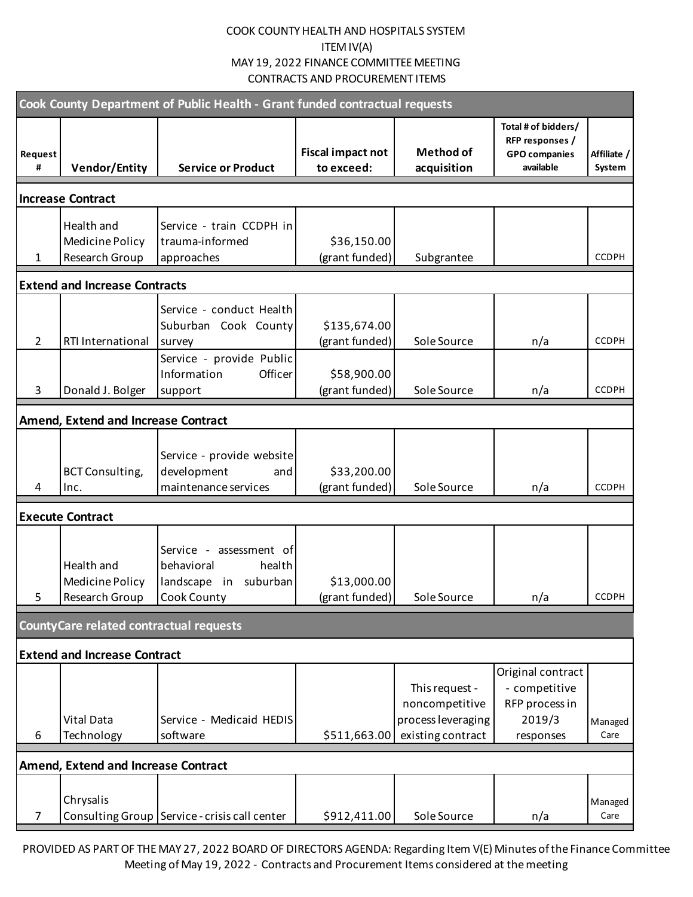COOK COUNTY HEALTH AND HOSPITALS SYSTEM
ITEM IV(A)
MAY 19, 2022 FINANCE COMMITTEE MEETING
CONTRACTS AND PROCUREMENT ITEMS

| Request # | Vendor/Entity | Service or Product | Fiscal impact not to exceed: | Method of acquisition | Total # of bidders/ RFP responses / GPO companies available | Affiliate / System |
|---|---|---|---|---|---|---|
| **Cook County Department of Public Health - Grant funded contractual requests** | | | | | | |
| **Increase Contract** | | | | | | |
| 1 | Health and Medicine Policy Research Group | Service - train CCDPH in trauma-informed approaches | $36,150.00 (grant funded) | Subgrantee | | CCDPH |
| **Extend and Increase Contracts** | | | | | | |
| 2 | RTI International | Service - conduct Health Suburban Cook County survey | $135,674.00 (grant funded) | Sole Source | n/a | CCDPH |
| 3 | Donald J. Bolger | Service - provide Public Information Officer support | $58,900.00 (grant funded) | Sole Source | n/a | CCDPH |
| **Amend, Extend and Increase Contract** | | | | | | |
| 4 | BCT Consulting, Inc. | Service - provide website development and maintenance services | $33,200.00 (grant funded) | Sole Source | n/a | CCDPH |
| **Execute Contract** | | | | | | |
| 5 | Health and Medicine Policy Research Group | Service - assessment of behavioral health landscape in suburban Cook County | $13,000.00 (grant funded) | Sole Source | n/a | CCDPH |
| **CountyCare related contractual requests** | | | | | | |
| **Extend and Increase Contract** | | | | | | |
| 6 | Vital Data Technology | Service - Medicaid HEDIS software | $511,663.00 | This request - noncompetitive process leveraging existing contract | Original contract - competitive RFP process in 2019/3 responses | Managed Care |
| **Amend, Extend and Increase Contract** | | | | | | |
| 7 | Chrysalis Consulting Group | Service - crisis call center | $912,411.00 | Sole Source | n/a | Managed Care |

PROVIDED AS PART OF THE MAY 27, 2022 BOARD OF DIRECTORS AGENDA: Regarding Item V(E) Minutes of the Finance Committee Meeting of May 19, 2022 - Contracts and Procurement Items considered at the meeting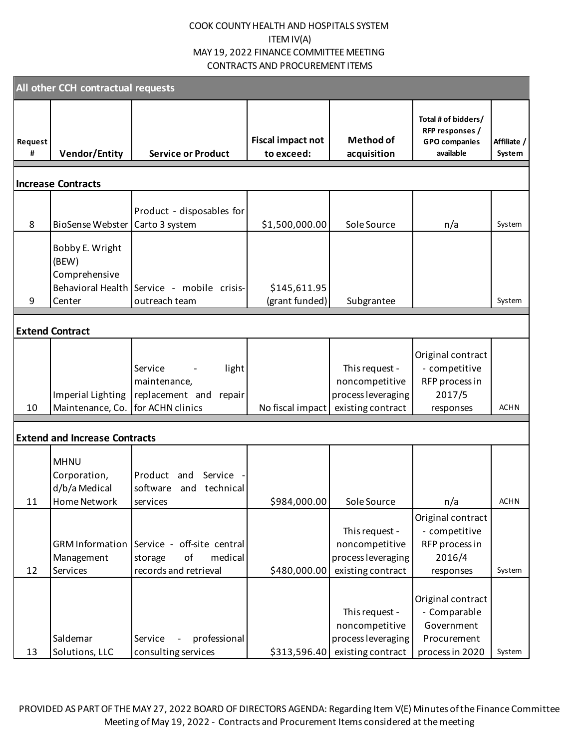COOK COUNTY HEALTH AND HOSPITALS SYSTEM
ITEM IV(A)
MAY 19, 2022 FINANCE COMMITTEE MEETING
CONTRACTS AND PROCUREMENT ITEMS

| All other CCH contractual requests | | | | | | |
|---|---|---|---|---|---|---|
| **Request #** | **Vendor/Entity** | **Service or Product** | **Fiscal impact not to exceed:** | **Method of acquisition** | **Total # of bidders/ RFP responses / GPO companies available** | **Affiliate / System** |
| **Increase Contracts** | | | | | | |
| 8 | BioSense Webster | Product - disposables for Carto 3 system | $1,500,000.00 | Sole Source | n/a | System |
| 9 | Bobby E. Wright (BEW) Comprehensive Behavioral Health Center | Service - mobile crisis-outreach team | $145,611.95 (grant funded) | Subgrantee | | System |
| **Extend Contract** | | | | | | |
| 10 | Imperial Lighting Maintenance, Co. | Service - light maintenance, replacement and repair for ACHN clinics | No fiscal impact | This request - noncompetitive process leveraging existing contract | Original contract - competitive RFP process in 2017/5 responses | ACHN |
| **Extend and Increase Contracts** | | | | | | |
| 11 | MHNU Corporation, d/b/a Medical Home Network | Product and Service - software and technical services | $984,000.00 | Sole Source | n/a | ACHN |
| 12 | GRM Information Management Services | Service - off-site central storage of medical records and retrieval | $480,000.00 | This request - noncompetitive process leveraging existing contract | Original contract - competitive RFP process in 2016/4 responses | System |
| 13 | Saldemar Solutions, LLC | Service - professional consulting services | $313,596.40 | This request - noncompetitive process leveraging existing contract | Original contract - Comparable Government Procurement process in 2020 | System |

PROVIDED AS PART OF THE MAY 27, 2022 BOARD OF DIRECTORS AGENDA: Regarding Item V(E) Minutes of the Finance Committee Meeting of May 19, 2022 - Contracts and Procurement Items considered at the meeting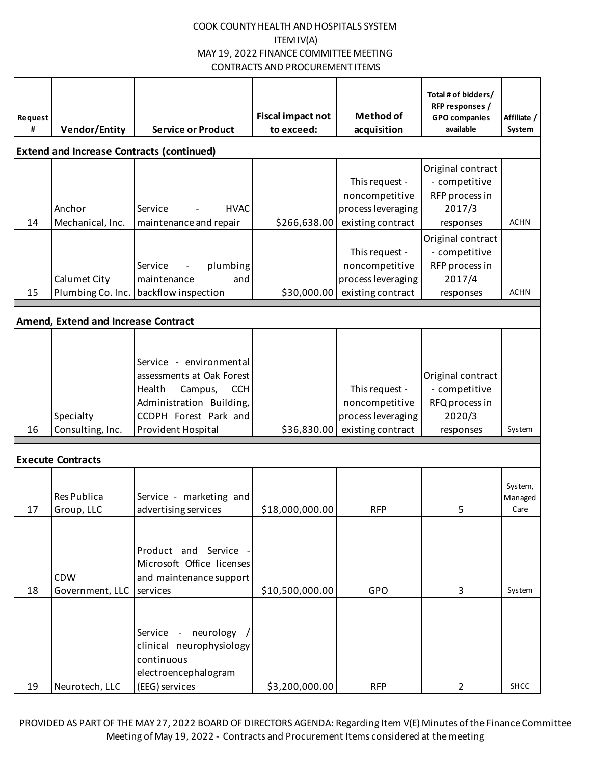COOK COUNTY HEALTH AND HOSPITALS SYSTEM
ITEM IV(A)
MAY 19, 2022 FINANCE COMMITTEE MEETING
CONTRACTS AND PROCUREMENT ITEMS

| Request # | Vendor/Entity | Service or Product | Fiscal impact not to exceed: | Method of acquisition | Total # of bidders/ RFP responses / GPO companies available | Affiliate / System |
|---|---|---|---|---|---|---|
| **Extend and Increase Contracts (continued)** | | | | | | |
| 14 | Anchor Mechanical, Inc. | Service - HVAC maintenance and repair | $266,638.00 | This request - noncompetitive process leveraging existing contract | Original contract - competitive RFP process in 2017/3 responses | ACHN |
| 15 | Calumet City Plumbing Co. Inc. | Service - plumbing maintenance and backflow inspection | $30,000.00 | This request - noncompetitive process leveraging existing contract | Original contract - competitive RFP process in 2017/4 responses | ACHN |
| **Amend, Extend and Increase Contract** | | | | | | |
| 16 | Specialty Consulting, Inc. | Service - environmental assessments at Oak Forest Health Campus, CCH Administration Building, CCDPH Forest Park and Provident Hospital | $36,830.00 | This request - noncompetitive process leveraging existing contract | Original contract - competitive RFQ process in 2020/3 responses | System |
| **Execute Contracts** | | | | | | |
| 17 | Res Publica Group, LLC | Service - marketing and advertising services | $18,000,000.00 | RFP | 5 | System, Managed Care |
| 18 | CDW Government, LLC | Product and Service - Microsoft Office licenses and maintenance support services | $10,500,000.00 | GPO | 3 | System |
| 19 | Neurotech, LLC | Service - neurology / clinical neurophysiology continuous electroencephalogram (EEG) services | $3,200,000.00 | RFP | 2 | SHCC |

PROVIDED AS PART OF THE MAY 27, 2022 BOARD OF DIRECTORS AGENDA: Regarding Item V(E) Minutes of the Finance Committee Meeting of May 19, 2022 - Contracts and Procurement Items considered at the meeting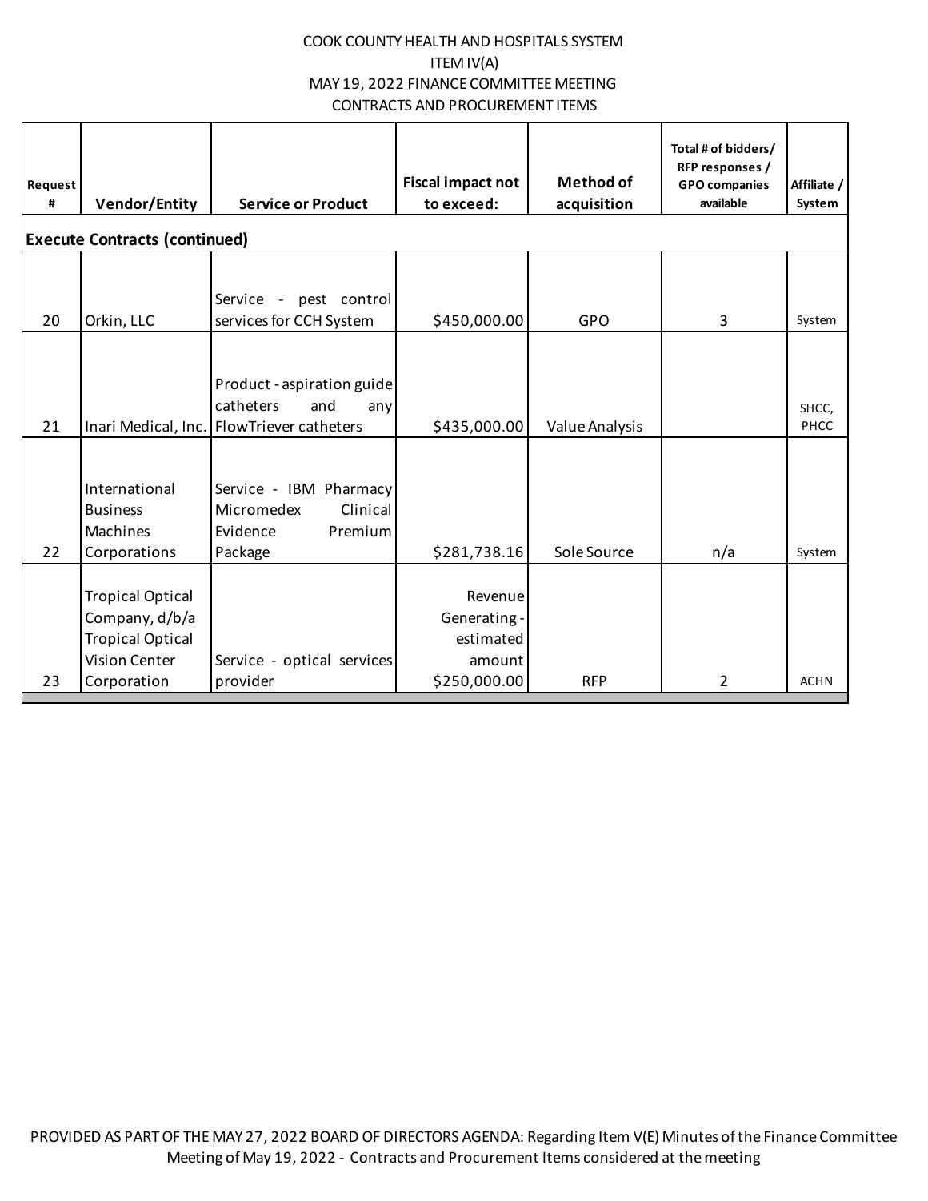COOK COUNTY HEALTH AND HOSPITALS SYSTEM
ITEM IV(A)
MAY 19, 2022 FINANCE COMMITTEE MEETING
CONTRACTS AND PROCUREMENT ITEMS

| Request # | Vendor/Entity | Service or Product | Fiscal impact not to exceed: | Method of acquisition | Total # of bidders/ RFP responses / GPO companies available | Affiliate / System |
|---|---|---|---|---|---|---|
| **Execute Contracts (continued)** | | | | | | |
| 20 | Orkin, LLC | Service - pest control services for CCH System | $450,000.00 | GPO | 3 | System |
| 21 | Inari Medical, Inc. | Product - aspiration guide catheters and any FlowTriever catheters | $435,000.00 | Value Analysis | | SHCC, PHCC |
| 22 | International Business Machines Corporations | Service - IBM Pharmacy Micromedex Clinical Evidence Premium Package | $281,738.16 | Sole Source | n/a | System |
| 23 | Tropical Optical Company, d/b/a Tropical Optical Vision Center Corporation | Service - optical services provider | Revenue Generating - estimated amount $250,000.00 | RFP | 2 | ACHN |

PROVIDED AS PART OF THE MAY 27, 2022 BOARD OF DIRECTORS AGENDA: Regarding Item V(E) Minutes of the Finance Committee Meeting of May 19, 2022 - Contracts and Procurement Items considered at the meeting